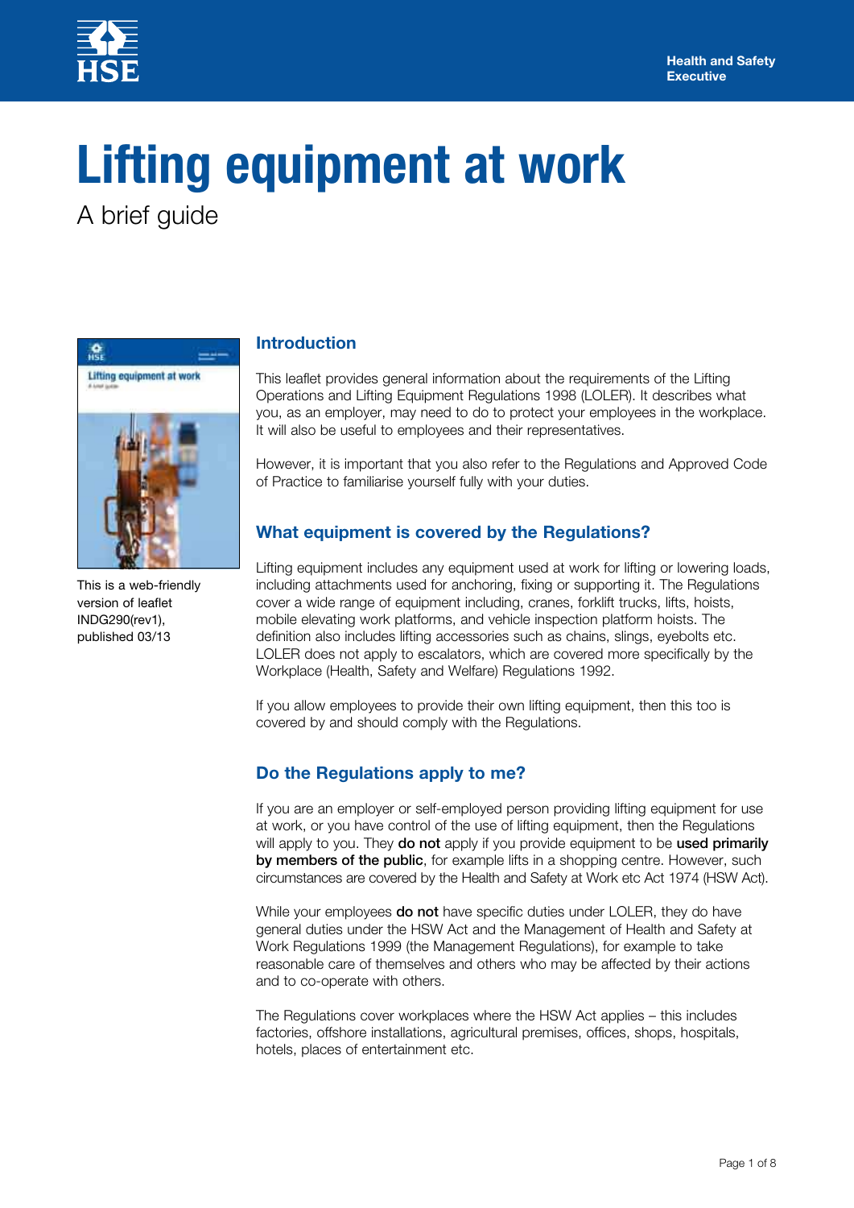# Lifting equipment at work

A brief guide

This is a web-friendly version of leaflet INDG290(rev1), published 03/13

## Introduction

This leaflet provides general information about the requirements of the Lifting Operations and Lifting Equipment Regulations 1998 (LOLER). It describes what you, as an employer, may need to do to protect your employees in the workplace. It will also be useful to employees and their representatives.

However, it is important that you also refer to the Regulations and Approved Code of Practice to familiarise yourself fully with your duties.

## What equipment is covered by the Regulations?

Lifting equipment includes any equipment used at work for lifting or lowering loads, including attachments used for anchoring, fixing or supporting it. The Regulations cover a wide range of equipment including, cranes, forklift trucks, lifts, hoists, mobile elevating work platforms, and vehicle inspection platform hoists. The definition also includes lifting accessories such as chains, slings, eyebolts etc. LOLER does not apply to escalators, which are covered more specifically by the Workplace (Health, Safety and Welfare) Regulations 1992.

If you allow employees to provide their own lifting equipment, then this too is covered by and should comply with the Regulations.

## Do the Regulations apply to me?

If you are an employer or self-employed person providing lifting equipment for use at work, or you have control of the use of lifting equipment, then the Regulations will apply to you. They **do not** apply if you provide equipment to be **used primarily by members of the public**, for example lifts in a shopping centre. However, such circumstances are covered by the Health and Safety at Work etc Act 1974 (HSW Act).

While your employees **do not** have specific duties under LOLER, they do have general duties under the HSW Act and the Management of Health and Safety at Work Regulations 1999 (the Management Regulations), for example to take reasonable care of themselves and others who may be affected by their actions and to co-operate with others.

The Regulations cover workplaces where the HSW Act applies – this includes factories, offshore installations, agricultural premises, offices, shops, hospitals, hotels, places of entertainment etc.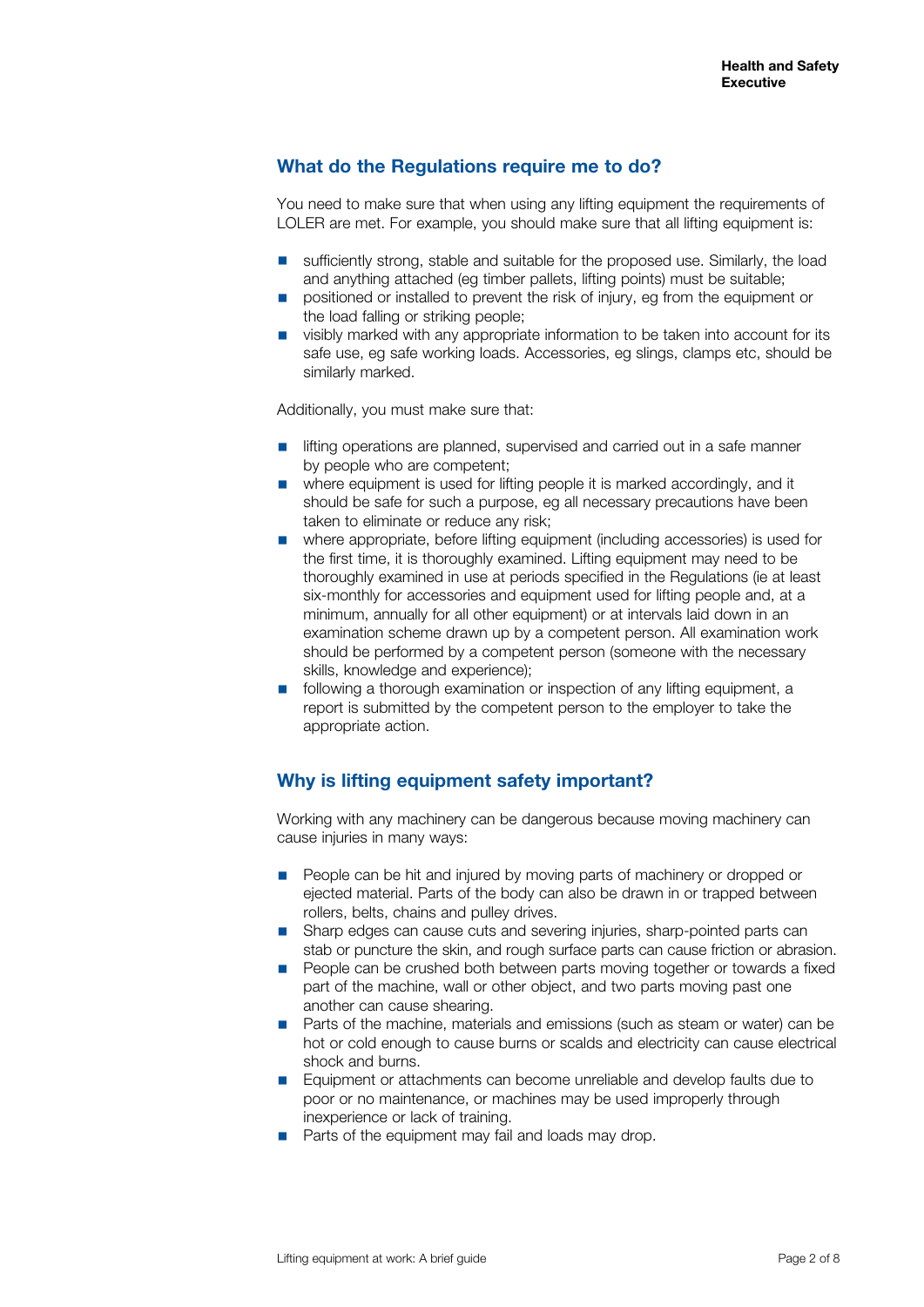## What do the Regulations require me to do?

You need to make sure that when using any lifting equipment the requirements of LOLER are met. For example, you should make sure that all lifting equipment is:

- sufficiently strong, stable and suitable for the proposed use. Similarly, the load and anything attached (eg timber pallets, lifting points) must be suitable;
- positioned or installed to prevent the risk of injury, eg from the equipment or the load falling or striking people;
- visibly marked with any appropriate information to be taken into account for its safe use, eg safe working loads. Accessories, eg slings, clamps etc, should be similarly marked.

Additionally, you must make sure that:

- lifting operations are planned, supervised and carried out in a safe manner by people who are competent;
- where equipment is used for lifting people it is marked accordingly, and it should be safe for such a purpose, eg all necessary precautions have been taken to eliminate or reduce any risk;
- where appropriate, before lifting equipment (including accessories) is used for the first time, it is thoroughly examined. Lifting equipment may need to be thoroughly examined in use at periods specified in the Regulations (ie at least six-monthly for accessories and equipment used for lifting people and, at a minimum, annually for all other equipment) or at intervals laid down in an examination scheme drawn up by a competent person. All examination work should be performed by a competent person (someone with the necessary skills, knowledge and experience);
- following a thorough examination or inspection of any lifting equipment, a report is submitted by the competent person to the employer to take the appropriate action.

## Why is lifting equipment safety important?

Working with any machinery can be dangerous because moving machinery can cause injuries in many ways:

- People can be hit and injured by moving parts of machinery or dropped or ejected material. Parts of the body can also be drawn in or trapped between rollers, belts, chains and pulley drives.
- Sharp edges can cause cuts and severing injuries, sharp-pointed parts can stab or puncture the skin, and rough surface parts can cause friction or abrasion.
- People can be crushed both between parts moving together or towards a fixed part of the machine, wall or other object, and two parts moving past one another can cause shearing.
- Parts of the machine, materials and emissions (such as steam or water) can be hot or cold enough to cause burns or scalds and electricity can cause electrical shock and burns.
- Equipment or attachments can become unreliable and develop faults due to poor or no maintenance, or machines may be used improperly through inexperience or lack of training.
- Parts of the equipment may fail and loads may drop.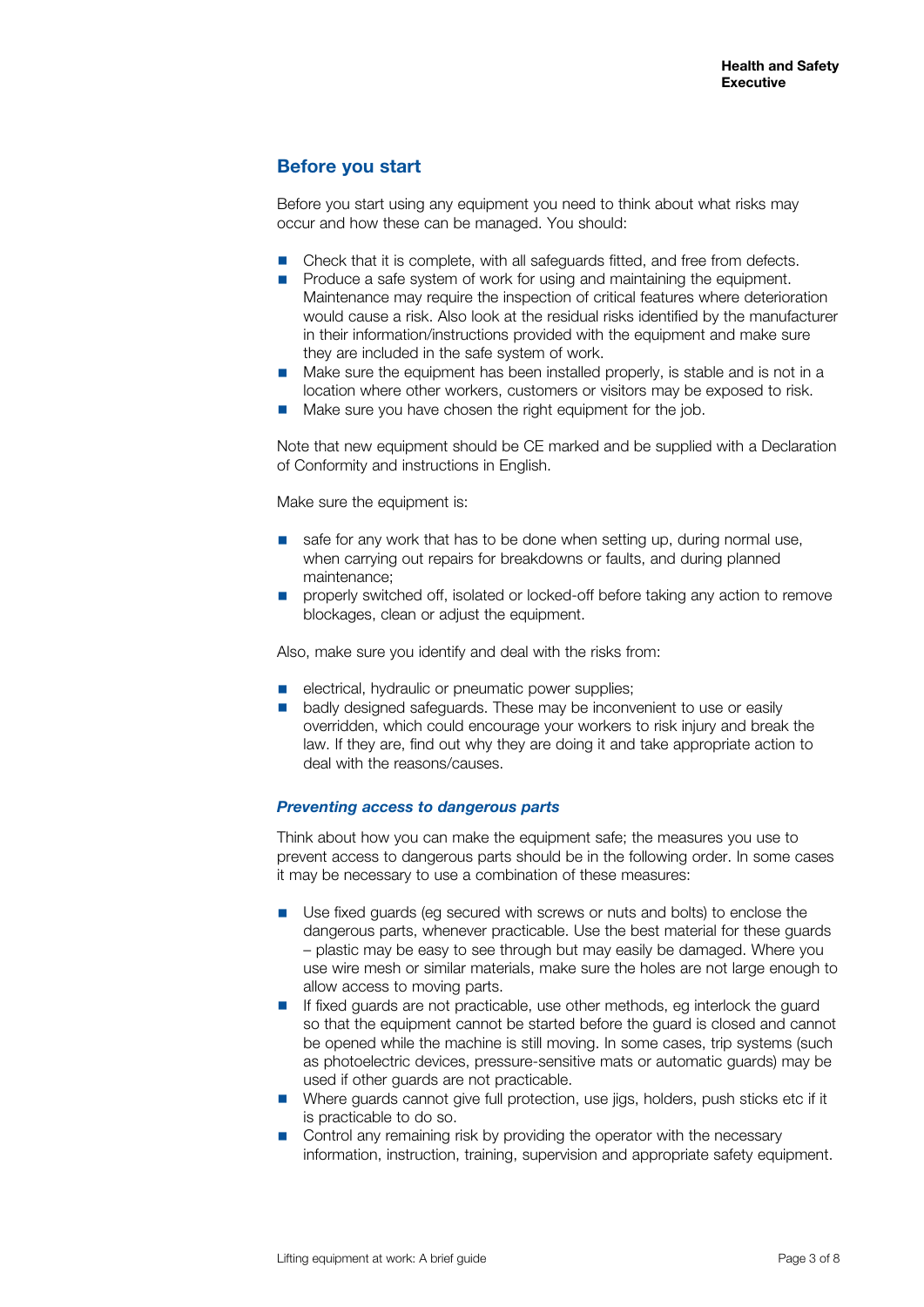## Before you start

Before you start using any equipment you need to think about what risks may occur and how these can be managed. You should:

- Check that it is complete, with all safeguards fitted, and free from defects.
- Produce a safe system of work for using and maintaining the equipment. Maintenance may require the inspection of critical features where deterioration would cause a risk. Also look at the residual risks identified by the manufacturer in their information/instructions provided with the equipment and make sure they are included in the safe system of work.
- Make sure the equipment has been installed properly, is stable and is not in a location where other workers, customers or visitors may be exposed to risk.
- Make sure you have chosen the right equipment for the job.

Note that new equipment should be CE marked and be supplied with a Declaration of Conformity and instructions in English.

Make sure the equipment is:

- safe for any work that has to be done when setting up, during normal use, when carrying out repairs for breakdowns or faults, and during planned maintenance;
- properly switched off, isolated or locked-off before taking any action to remove blockages, clean or adjust the equipment.

Also, make sure you identify and deal with the risks from:

- electrical, hydraulic or pneumatic power supplies;
- badly designed safeguards. These may be inconvenient to use or easily overridden, which could encourage your workers to risk injury and break the law. If they are, find out why they are doing it and take appropriate action to deal with the reasons/causes.

### *Preventing access to dangerous parts*

Think about how you can make the equipment safe; the measures you use to prevent access to dangerous parts should be in the following order. In some cases it may be necessary to use a combination of these measures:

- Use fixed guards (eg secured with screws or nuts and bolts) to enclose the dangerous parts, whenever practicable. Use the best material for these guards – plastic may be easy to see through but may easily be damaged. Where you use wire mesh or similar materials, make sure the holes are not large enough to allow access to moving parts.
- If fixed guards are not practicable, use other methods, eg interlock the guard so that the equipment cannot be started before the guard is closed and cannot be opened while the machine is still moving. In some cases, trip systems (such as photoelectric devices, pressure-sensitive mats or automatic guards) may be used if other guards are not practicable.
- Where guards cannot give full protection, use jigs, holders, push sticks etc if it is practicable to do so.
- Control any remaining risk by providing the operator with the necessary information, instruction, training, supervision and appropriate safety equipment.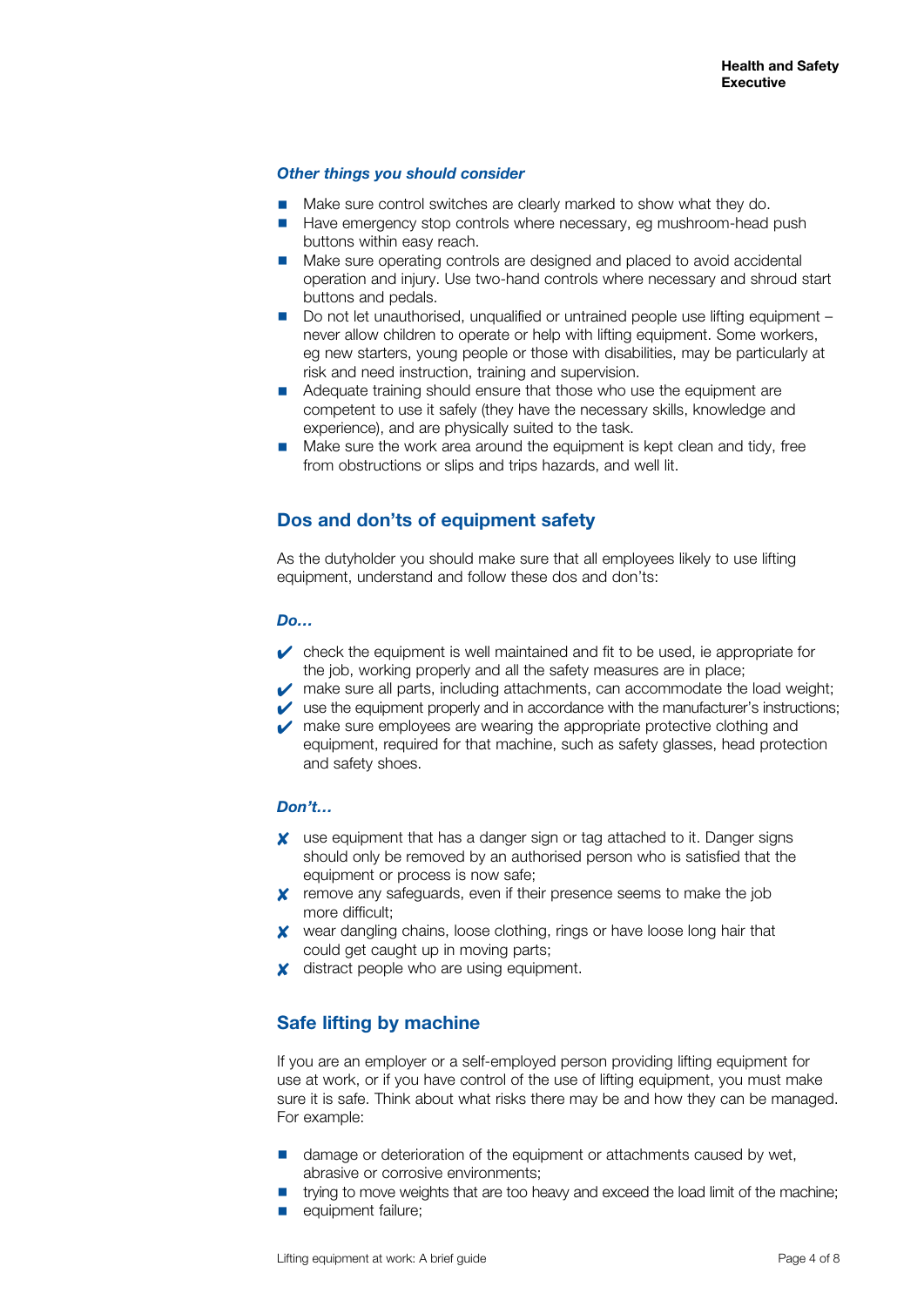### *Other things you should consider*

- Make sure control switches are clearly marked to show what they do.
- Have emergency stop controls where necessary, eg mushroom-head push buttons within easy reach.
- Make sure operating controls are designed and placed to avoid accidental operation and injury. Use two-hand controls where necessary and shroud start buttons and pedals.
- Do not let unauthorised, unqualified or untrained people use lifting equipment – never allow children to operate or help with lifting equipment. Some workers, eg new starters, young people or those with disabilities, may be particularly at risk and need instruction, training and supervision.
- Adequate training should ensure that those who use the equipment are competent to use it safely (they have the necessary skills, knowledge and experience), and are physically suited to the task.
- Make sure the work area around the equipment is kept clean and tidy, free from obstructions or slips and trips hazards, and well lit.

## Dos and don'ts of equipment safety

As the dutyholder you should make sure that all employees likely to use lifting equipment, understand and follow these dos and don'ts:

### *Do…*

- ✔ check the equipment is well maintained and fit to be used, ie appropriate for the job, working properly and all the safety measures are in place;
- ✔ make sure all parts, including attachments, can accommodate the load weight;
- ✔ use the equipment properly and in accordance with the manufacturer's instructions;
- ✔ make sure employees are wearing the appropriate protective clothing and equipment, required for that machine, such as safety glasses, head protection and safety shoes.

### *Don't…*

- ✘ use equipment that has a danger sign or tag attached to it. Danger signs should only be removed by an authorised person who is satisfied that the equipment or process is now safe;
- ✘ remove any safeguards, even if their presence seems to make the job more difficult;
- ✘ wear dangling chains, loose clothing, rings or have loose long hair that could get caught up in moving parts;
- ✘ distract people who are using equipment.

## Safe lifting by machine

If you are an employer or a self-employed person providing lifting equipment for use at work, or if you have control of the use of lifting equipment, you must make sure it is safe. Think about what risks there may be and how they can be managed. For example:

- damage or deterioration of the equipment or attachments caused by wet, abrasive or corrosive environments;
- trying to move weights that are too heavy and exceed the load limit of the machine;
- equipment failure;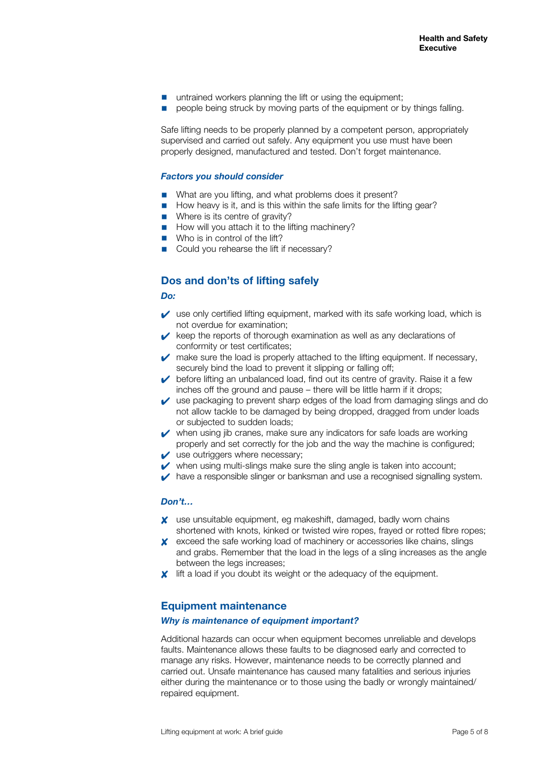- untrained workers planning the lift or using the equipment;
- people being struck by moving parts of the equipment or by things falling.

Safe lifting needs to be properly planned by a competent person, appropriately supervised and carried out safely. Any equipment you use must have been properly designed, manufactured and tested. Don't forget maintenance.

### *Factors you should consider*

- What are you lifting, and what problems does it present?
- How heavy is it, and is this within the safe limits for the lifting gear?
- Where is its centre of gravity?
- How will you attach it to the lifting machinery?
- Who is in control of the lift?
- Could you rehearse the lift if necessary?

## Dos and don'ts of lifting safely

### *Do:*

- ✔ use only certified lifting equipment, marked with its safe working load, which is not overdue for examination;
- ✔ keep the reports of thorough examination as well as any declarations of conformity or test certificates;
- ✔ make sure the load is properly attached to the lifting equipment. If necessary, securely bind the load to prevent it slipping or falling off;
- ✔ before lifting an unbalanced load, find out its centre of gravity. Raise it a few inches off the ground and pause – there will be little harm if it drops;
- ✔ use packaging to prevent sharp edges of the load from damaging slings and do not allow tackle to be damaged by being dropped, dragged from under loads or subjected to sudden loads;
- ✔ when using jib cranes, make sure any indicators for safe loads are working properly and set correctly for the job and the way the machine is configured;
- ✔ use outriggers where necessary;
- ✔ when using multi-slings make sure the sling angle is taken into account;
- ✔ have a responsible slinger or banksman and use a recognised signalling system.

### *Don't…*

- ✘ use unsuitable equipment, eg makeshift, damaged, badly worn chains shortened with knots, kinked or twisted wire ropes, frayed or rotted fibre ropes;
- ✘ exceed the safe working load of machinery or accessories like chains, slings and grabs. Remember that the load in the legs of a sling increases as the angle between the legs increases;
- ✘ lift a load if you doubt its weight or the adequacy of the equipment.

## Equipment maintenance

### *Why is maintenance of equipment important?*

Additional hazards can occur when equipment becomes unreliable and develops faults. Maintenance allows these faults to be diagnosed early and corrected to manage any risks. However, maintenance needs to be correctly planned and carried out. Unsafe maintenance has caused many fatalities and serious injuries either during the maintenance or to those using the badly or wrongly maintained/repaired equipment.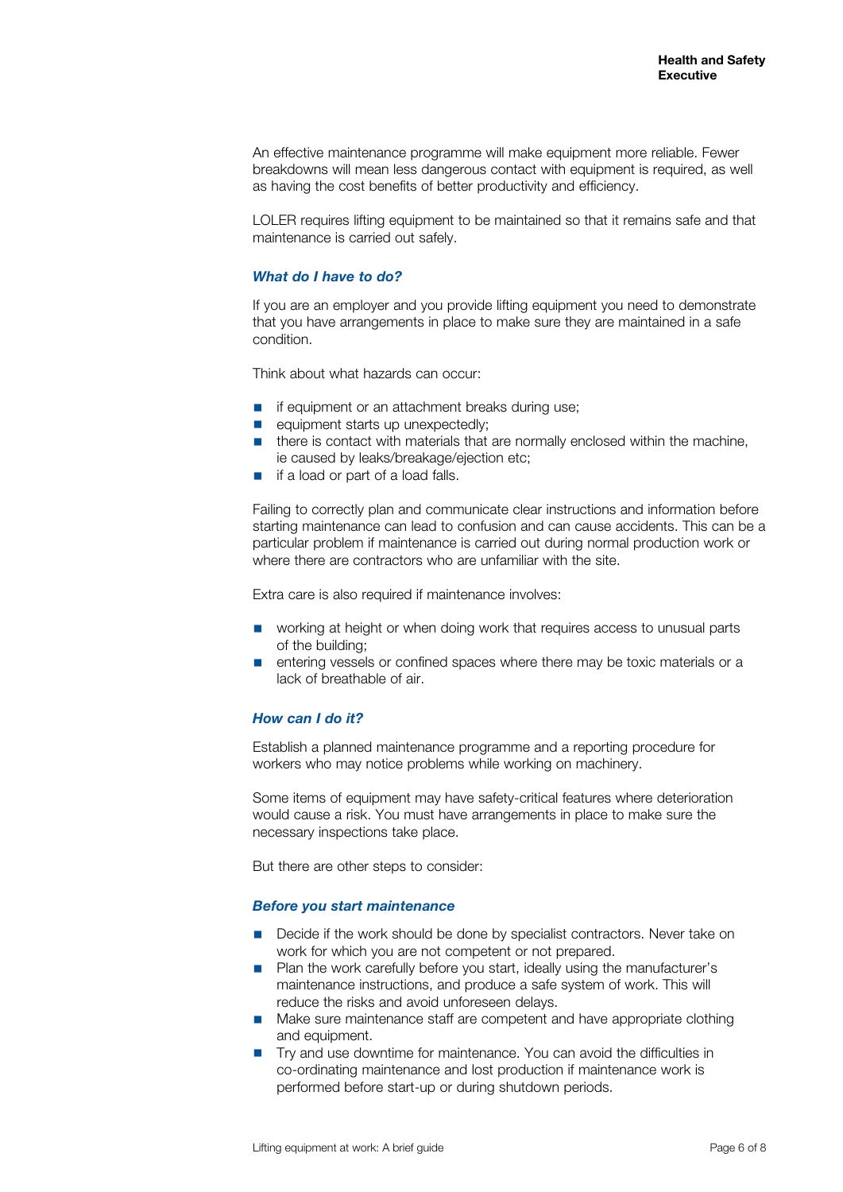An effective maintenance programme will make equipment more reliable. Fewer breakdowns will mean less dangerous contact with equipment is required, as well as having the cost benefits of better productivity and efficiency.

LOLER requires lifting equipment to be maintained so that it remains safe and that maintenance is carried out safely.

### *What do I have to do?*

If you are an employer and you provide lifting equipment you need to demonstrate that you have arrangements in place to make sure they are maintained in a safe condition.

Think about what hazards can occur:

- if equipment or an attachment breaks during use;
- equipment starts up unexpectedly;
- there is contact with materials that are normally enclosed within the machine, ie caused by leaks/breakage/ejection etc;
- if a load or part of a load falls.

Failing to correctly plan and communicate clear instructions and information before starting maintenance can lead to confusion and can cause accidents. This can be a particular problem if maintenance is carried out during normal production work or where there are contractors who are unfamiliar with the site.

Extra care is also required if maintenance involves:

- working at height or when doing work that requires access to unusual parts of the building;
- entering vessels or confined spaces where there may be toxic materials or a lack of breathable of air.

### *How can I do it?*

Establish a planned maintenance programme and a reporting procedure for workers who may notice problems while working on machinery.

Some items of equipment may have safety-critical features where deterioration would cause a risk. You must have arrangements in place to make sure the necessary inspections take place.

But there are other steps to consider:

### *Before you start maintenance*

- Decide if the work should be done by specialist contractors. Never take on work for which you are not competent or not prepared.
- Plan the work carefully before you start, ideally using the manufacturer's maintenance instructions, and produce a safe system of work. This will reduce the risks and avoid unforeseen delays.
- Make sure maintenance staff are competent and have appropriate clothing and equipment.
- Try and use downtime for maintenance. You can avoid the difficulties in co-ordinating maintenance and lost production if maintenance work is performed before start-up or during shutdown periods.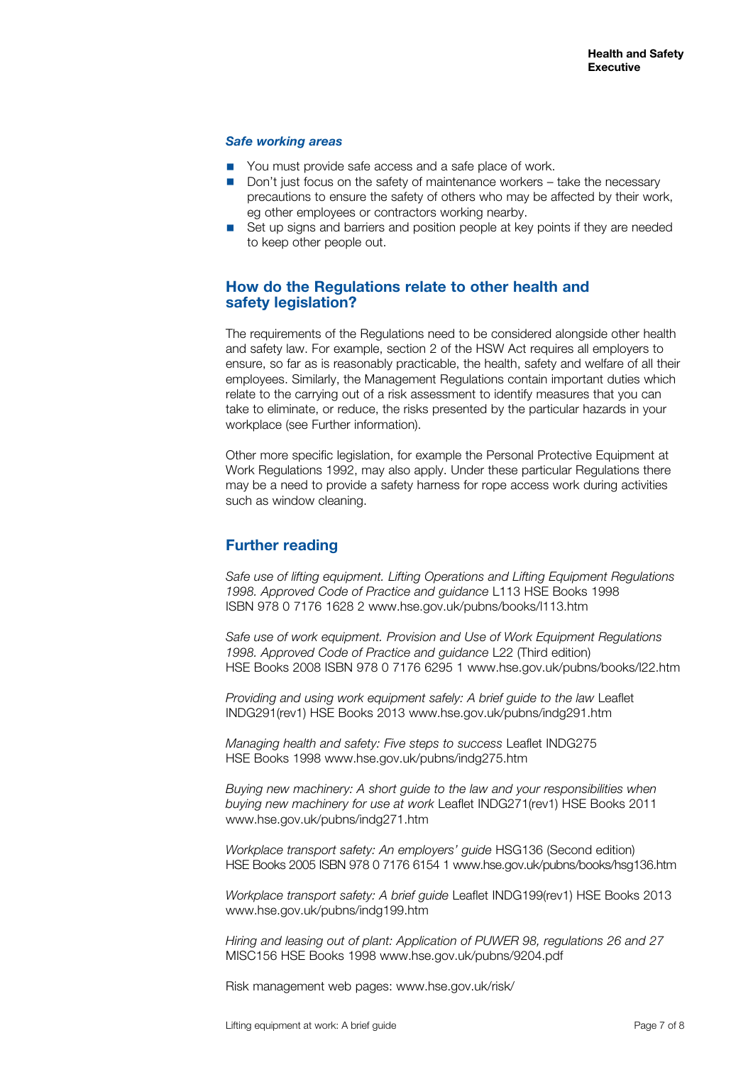### *Safe working areas*

- You must provide safe access and a safe place of work.
- Don't just focus on the safety of maintenance workers – take the necessary precautions to ensure the safety of others who may be affected by their work, eg other employees or contractors working nearby.
- Set up signs and barriers and position people at key points if they are needed to keep other people out.

## How do the Regulations relate to other health and safety legislation?

The requirements of the Regulations need to be considered alongside other health and safety law. For example, section 2 of the HSW Act requires all employers to ensure, so far as is reasonably practicable, the health, safety and welfare of all their employees. Similarly, the Management Regulations contain important duties which relate to the carrying out of a risk assessment to identify measures that you can take to eliminate, or reduce, the risks presented by the particular hazards in your workplace (see Further information).

Other more specific legislation, for example the Personal Protective Equipment at Work Regulations 1992, may also apply. Under these particular Regulations there may be a need to provide a safety harness for rope access work during activities such as window cleaning.

## Further reading

*Safe use of lifting equipment. Lifting Operations and Lifting Equipment Regulations 1998. Approved Code of Practice and guidance* L113 HSE Books 1998 ISBN 978 0 7176 1628 2 www.hse.gov.uk/pubns/books/l113.htm

*Safe use of work equipment. Provision and Use of Work Equipment Regulations 1998. Approved Code of Practice and guidance* L22 (Third edition) HSE Books 2008 ISBN 978 0 7176 6295 1 www.hse.gov.uk/pubns/books/l22.htm

*Providing and using work equipment safely: A brief guide to the law* Leaflet INDG291(rev1) HSE Books 2013 www.hse.gov.uk/pubns/indg291.htm

*Managing health and safety: Five steps to success* Leaflet INDG275 HSE Books 1998 www.hse.gov.uk/pubns/indg275.htm

*Buying new machinery: A short guide to the law and your responsibilities when buying new machinery for use at work* Leaflet INDG271(rev1) HSE Books 2011 www.hse.gov.uk/pubns/indg271.htm

*Workplace transport safety: An employers' guide* HSG136 (Second edition) HSE Books 2005 ISBN 978 0 7176 6154 1 www.hse.gov.uk/pubns/books/hsg136.htm

*Workplace transport safety: A brief guide* Leaflet INDG199(rev1) HSE Books 2013 www.hse.gov.uk/pubns/indg199.htm

*Hiring and leasing out of plant: Application of PUWER 98, regulations 26 and 27* MISC156 HSE Books 1998 www.hse.gov.uk/pubns/9204.pdf

Risk management web pages: www.hse.gov.uk/risk/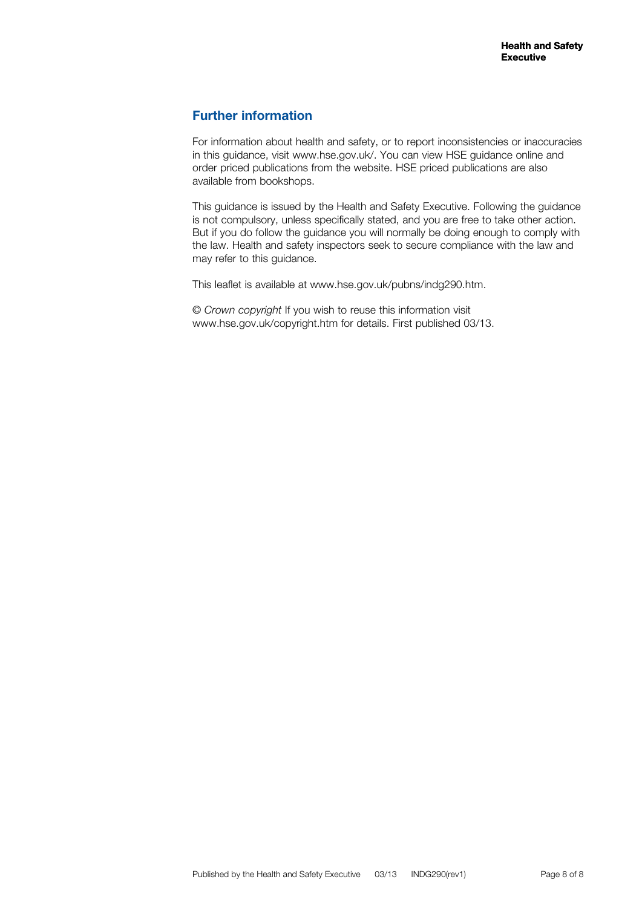## Further information

For information about health and safety, or to report inconsistencies or inaccuracies in this guidance, visit www.hse.gov.uk/. You can view HSE guidance online and order priced publications from the website. HSE priced publications are also available from bookshops.

This guidance is issued by the Health and Safety Executive. Following the guidance is not compulsory, unless specifically stated, and you are free to take other action. But if you do follow the guidance you will normally be doing enough to comply with the law. Health and safety inspectors seek to secure compliance with the law and may refer to this guidance.

This leaflet is available at www.hse.gov.uk/pubns/indg290.htm.

© *Crown copyright* If you wish to reuse this information visit www.hse.gov.uk/copyright.htm for details. First published 03/13.